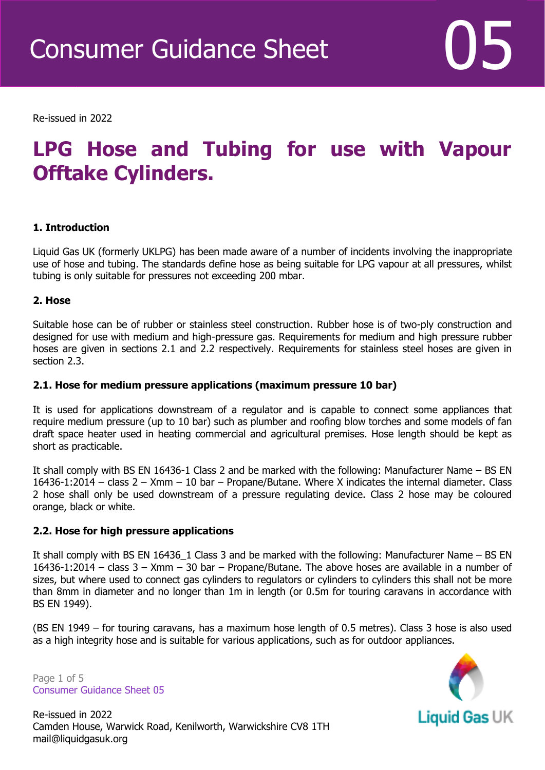# Consumer Guidance Sheet 05

Re-issued in 2022

# LPG Hose and Tubing for use with Vapour Offtake Cylinders.

## 1. Introduction

Liquid Gas UK (formerly UKLPG) has been made aware of a number of incidents involving the inappropriate use of hose and tubing. The standards define hose as being suitable for LPG vapour at all pressures, whilst tubing is only suitable for pressures not exceeding 200 mbar.

## 2. Hose

Suitable hose can be of rubber or stainless steel construction. Rubber hose is of two-ply construction and designed for use with medium and high-pressure gas. Requirements for medium and high pressure rubber hoses are given in sections 2.1 and 2.2 respectively. Requirements for stainless steel hoses are given in section 2.3.

### 2.1. Hose for medium pressure applications (maximum pressure 10 bar)

It is used for applications downstream of a regulator and is capable to connect some appliances that require medium pressure (up to 10 bar) such as plumber and roofing blow torches and some models of fan draft space heater used in heating commercial and agricultural premises. Hose length should be kept as short as practicable.

It shall comply with BS EN 16436-1 Class 2 and be marked with the following: Manufacturer Name – BS EN 16436-1:2014 – class 2 – Xmm – 10 bar – Propane/Butane. Where X indicates the internal diameter. Class 2 hose shall only be used downstream of a pressure regulating device. Class 2 hose may be coloured orange, black or white.

### 2.2. Hose for high pressure applications

It shall comply with BS EN 16436_1 Class 3 and be marked with the following: Manufacturer Name – BS EN 16436-1:2014 – class 3 – Xmm – 30 bar – Propane/Butane. The above hoses are available in a number of sizes, but where used to connect gas cylinders to regulators or cylinders to cylinders this shall not be more than 8mm in diameter and no longer than 1m in length (or 0.5m for touring caravans in accordance with BS EN 1949).

(BS EN 1949 – for touring caravans, has a maximum hose length of 0.5 metres). Class 3 hose is also used as a high integrity hose and is suitable for various applications, such as for outdoor appliances.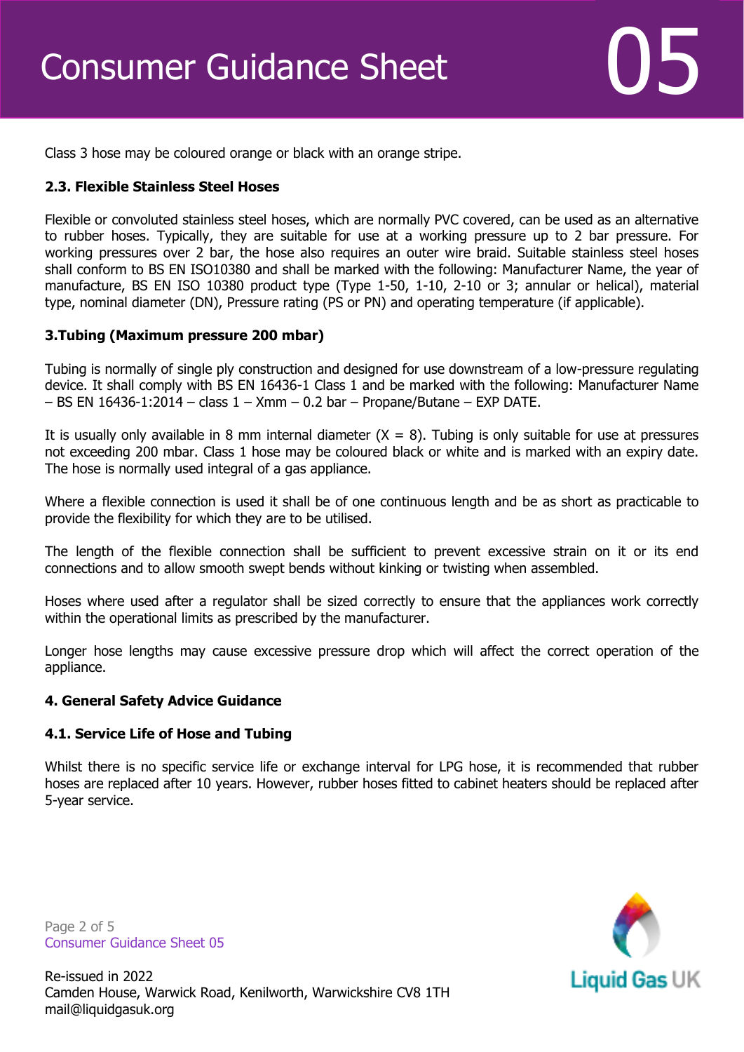Class 3 hose may be coloured orange or black with an orange stripe.

### 2.3. Flexible Stainless Steel Hoses

Flexible or convoluted stainless steel hoses, which are normally PVC covered, can be used as an alternative to rubber hoses. Typically, they are suitable for use at a working pressure up to 2 bar pressure. For working pressures over 2 bar, the hose also requires an outer wire braid. Suitable stainless steel hoses shall conform to BS EN ISO10380 and shall be marked with the following: Manufacturer Name, the year of manufacture, BS EN ISO 10380 product type (Type 1-50, 1-10, 2-10 or 3; annular or helical), material type, nominal diameter (DN), Pressure rating (PS or PN) and operating temperature (if applicable).

## 3.Tubing (Maximum pressure 200 mbar)

Tubing is normally of single ply construction and designed for use downstream of a low-pressure regulating device. It shall comply with BS EN 16436-1 Class 1 and be marked with the following: Manufacturer Name – BS EN 16436-1:2014 – class 1 – Xmm – 0.2 bar – Propane/Butane – EXP DATE.

It is usually only available in 8 mm internal diameter (X = 8). Tubing is only suitable for use at pressures not exceeding 200 mbar. Class 1 hose may be coloured black or white and is marked with an expiry date. The hose is normally used integral of a gas appliance.

Where a flexible connection is used it shall be of one continuous length and be as short as practicable to provide the flexibility for which they are to be utilised.

The length of the flexible connection shall be sufficient to prevent excessive strain on it or its end connections and to allow smooth swept bends without kinking or twisting when assembled.

Hoses where used after a regulator shall be sized correctly to ensure that the appliances work correctly within the operational limits as prescribed by the manufacturer.

Longer hose lengths may cause excessive pressure drop which will affect the correct operation of the appliance.

## 4. General Safety Advice Guidance

### 4.1. Service Life of Hose and Tubing

Whilst there is no specific service life or exchange interval for LPG hose, it is recommended that rubber hoses are replaced after 10 years. However, rubber hoses fitted to cabinet heaters should be replaced after 5-year service.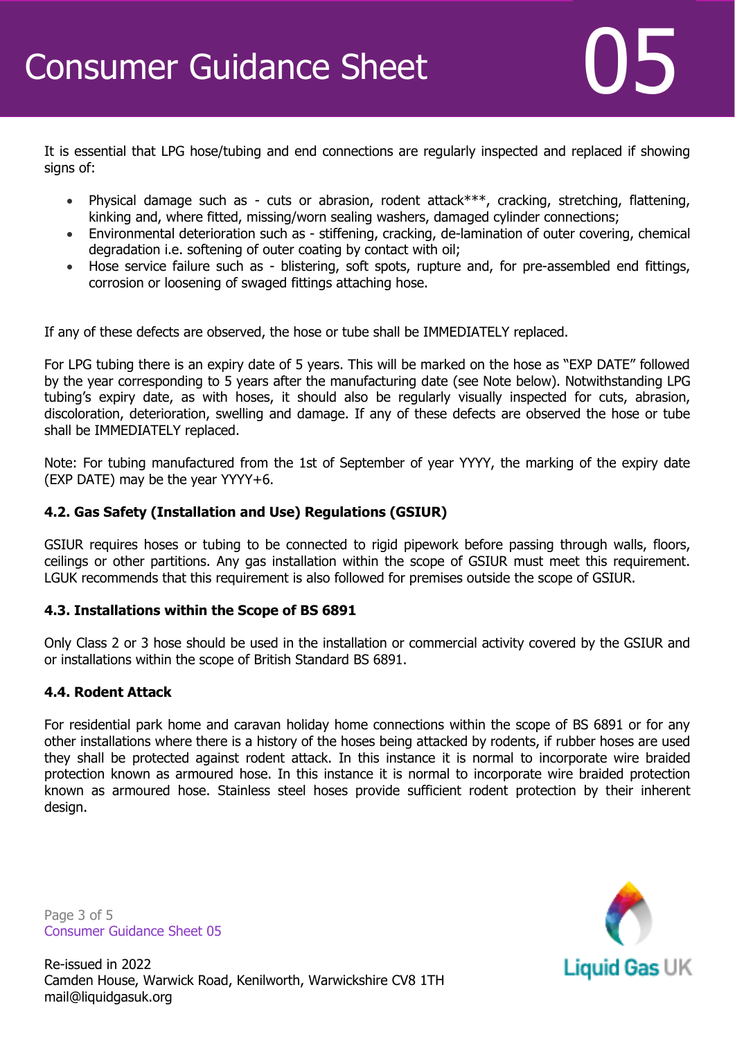It is essential that LPG hose/tubing and end connections are regularly inspected and replaced if showing signs of:

- Physical damage such as - cuts or abrasion, rodent attack***, cracking, stretching, flattening, kinking and, where fitted, missing/worn sealing washers, damaged cylinder connections;
- Environmental deterioration such as - stiffening, cracking, de-lamination of outer covering, chemical degradation i.e. softening of outer coating by contact with oil;
- Hose service failure such as - blistering, soft spots, rupture and, for pre-assembled end fittings, corrosion or loosening of swaged fittings attaching hose.

If any of these defects are observed, the hose or tube shall be IMMEDIATELY replaced.

For LPG tubing there is an expiry date of 5 years. This will be marked on the hose as "EXP DATE" followed by the year corresponding to 5 years after the manufacturing date (see Note below). Notwithstanding LPG tubing's expiry date, as with hoses, it should also be regularly visually inspected for cuts, abrasion, discoloration, deterioration, swelling and damage. If any of these defects are observed the hose or tube shall be IMMEDIATELY replaced.

Note: For tubing manufactured from the 1st of September of year YYYY, the marking of the expiry date (EXP DATE) may be the year YYYY+6.

### 4.2. Gas Safety (Installation and Use) Regulations (GSIUR)

GSIUR requires hoses or tubing to be connected to rigid pipework before passing through walls, floors, ceilings or other partitions. Any gas installation within the scope of GSIUR must meet this requirement. LGUK recommends that this requirement is also followed for premises outside the scope of GSIUR.

### 4.3. Installations within the Scope of BS 6891

Only Class 2 or 3 hose should be used in the installation or commercial activity covered by the GSIUR and or installations within the scope of British Standard BS 6891.

### 4.4. Rodent Attack

For residential park home and caravan holiday home connections within the scope of BS 6891 or for any other installations where there is a history of the hoses being attacked by rodents, if rubber hoses are used they shall be protected against rodent attack. In this instance it is normal to incorporate wire braided protection known as armoured hose. In this instance it is normal to incorporate wire braided protection known as armoured hose. Stainless steel hoses provide sufficient rodent protection by their inherent design.

Re-issued in 2022
Camden House, Warwick Road, Kenilworth, Warwickshire CV8 1TH
mail@liquidgasuk.org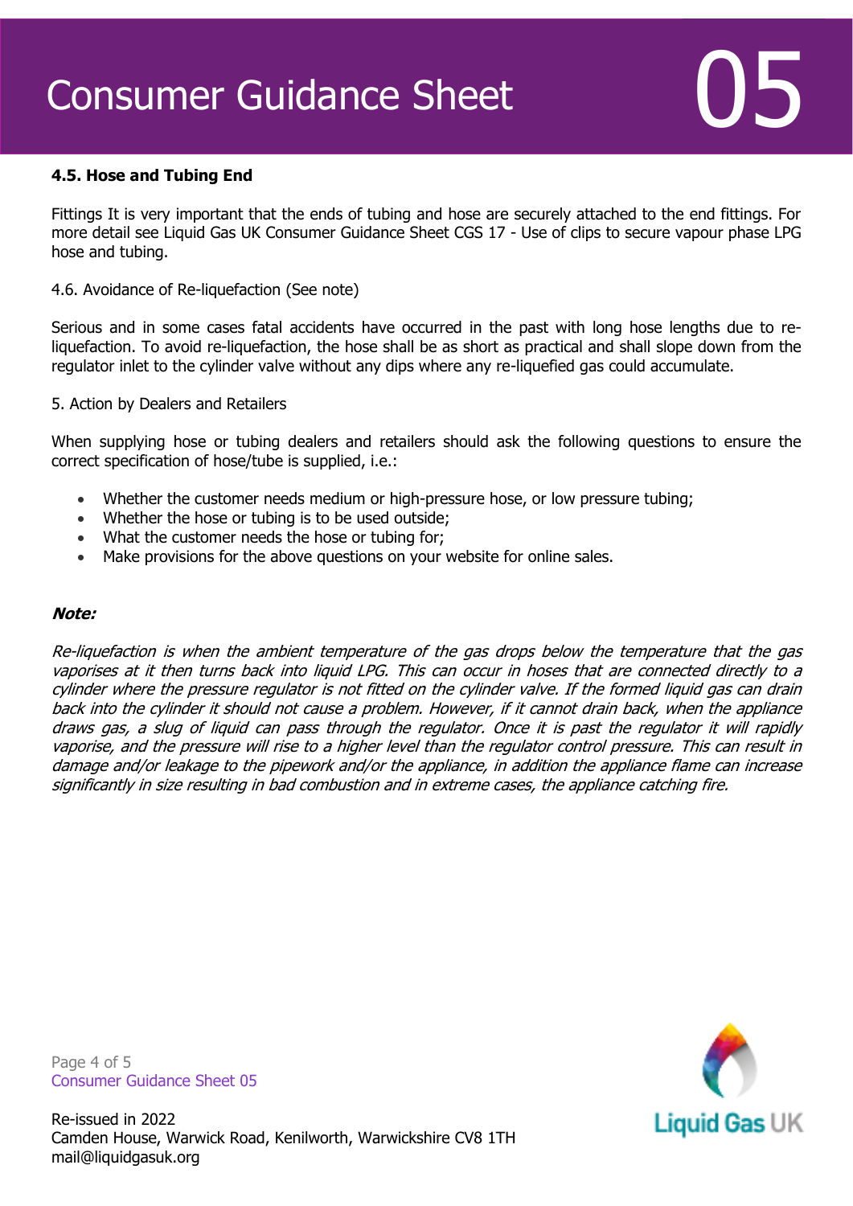#### 4.5. Hose and Tubing End

Fittings It is very important that the ends of tubing and hose are securely attached to the end fittings. For more detail see Liquid Gas UK Consumer Guidance Sheet CGS 17 - Use of clips to secure vapour phase LPG hose and tubing.

4.6. Avoidance of Re-liquefaction (See note)

Serious and in some cases fatal accidents have occurred in the past with long hose lengths due to re-liquefaction. To avoid re-liquefaction, the hose shall be as short as practical and shall slope down from the regulator inlet to the cylinder valve without any dips where any re-liquefied gas could accumulate.

5. Action by Dealers and Retailers

When supplying hose or tubing dealers and retailers should ask the following questions to ensure the correct specification of hose/tube is supplied, i.e.:

- Whether the customer needs medium or high-pressure hose, or low pressure tubing;
- Whether the hose or tubing is to be used outside;
- What the customer needs the hose or tubing for;
- Make provisions for the above questions on your website for online sales.

***Note:***

*Re-liquefaction is when the ambient temperature of the gas drops below the temperature that the gas vaporises at it then turns back into liquid LPG. This can occur in hoses that are connected directly to a cylinder where the pressure regulator is not fitted on the cylinder valve. If the formed liquid gas can drain back into the cylinder it should not cause a problem. However, if it cannot drain back, when the appliance draws gas, a slug of liquid can pass through the regulator. Once it is past the regulator it will rapidly vaporise, and the pressure will rise to a higher level than the regulator control pressure. This can result in damage and/or leakage to the pipework and/or the appliance, in addition the appliance flame can increase significantly in size resulting in bad combustion and in extreme cases, the appliance catching fire.*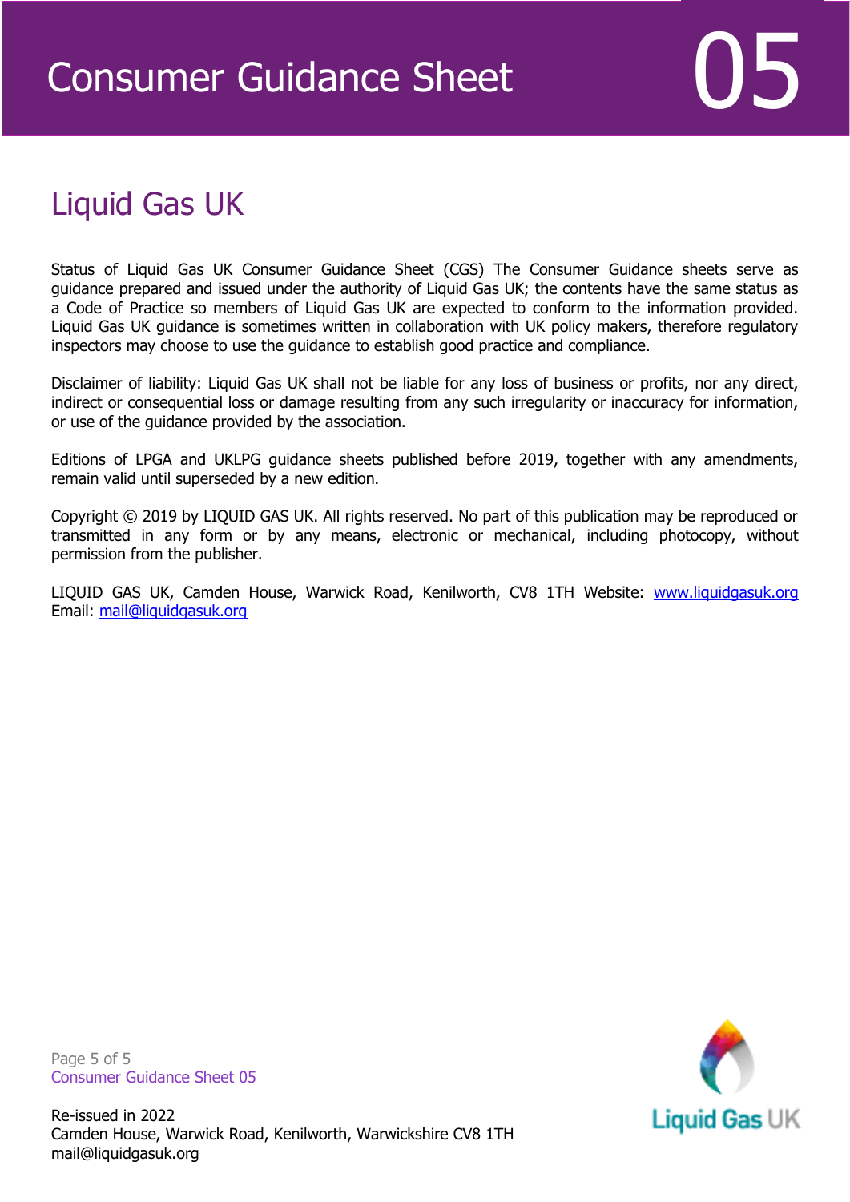# Consumer Guidance Sheet 05

## Liquid Gas UK

Status of Liquid Gas UK Consumer Guidance Sheet (CGS) The Consumer Guidance sheets serve as guidance prepared and issued under the authority of Liquid Gas UK; the contents have the same status as a Code of Practice so members of Liquid Gas UK are expected to conform to the information provided. Liquid Gas UK guidance is sometimes written in collaboration with UK policy makers, therefore regulatory inspectors may choose to use the guidance to establish good practice and compliance.

Disclaimer of liability: Liquid Gas UK shall not be liable for any loss of business or profits, nor any direct, indirect or consequential loss or damage resulting from any such irregularity or inaccuracy for information, or use of the guidance provided by the association.

Editions of LPGA and UKLPG guidance sheets published before 2019, together with any amendments, remain valid until superseded by a new edition.

Copyright © 2019 by LIQUID GAS UK. All rights reserved. No part of this publication may be reproduced or transmitted in any form or by any means, electronic or mechanical, including photocopy, without permission from the publisher.

LIQUID GAS UK, Camden House, Warwick Road, Kenilworth, CV8 1TH Website: www.liquidgasuk.org
Email: mail@liquidgasuk.org

Re-issued in 2022
Camden House, Warwick Road, Kenilworth, Warwickshire CV8 1TH
mail@liquidgasuk.org